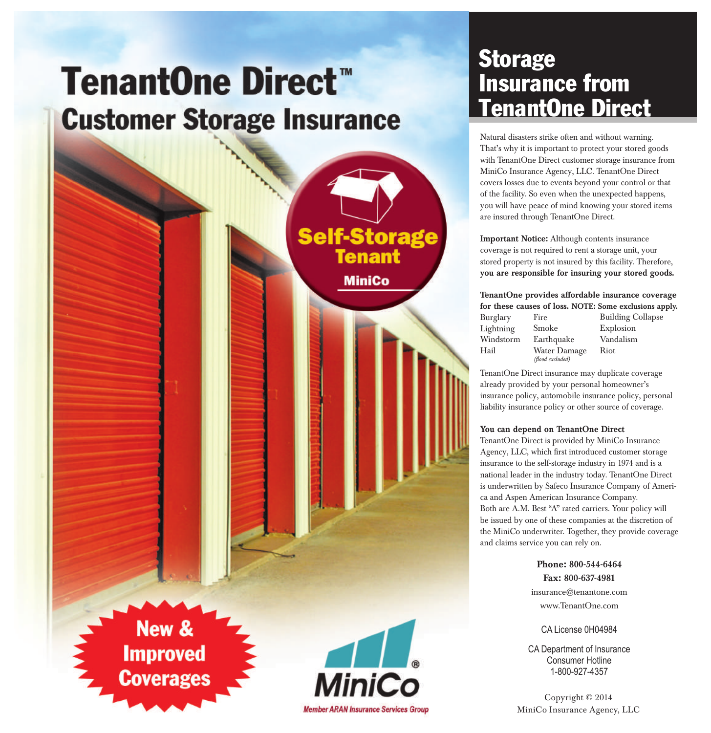# TenantOne Direct™

## Customer Storage Insurance

Self-Storage Tenant

MiniCo

New & Improved Coverages

MiniCo®

Member ARAN Insurance Services Group

# Storage Insurance from TenantOne Direct

Natural disasters strike often and without warning. That's why it is important to protect your stored goods with TenantOne Direct customer storage insurance from MiniCo Insurance Agency, LLC. TenantOne Direct covers losses due to events beyond your control or that of the facility. So even when the unexpected happens, you will have peace of mind knowing your stored items are insured through TenantOne Direct.

**Important Notice:** Although contents insurance coverage is not required to rent a storage unit, your stored property is not insured by this facility. Therefore, **you are responsible for insuring your stored goods.**

**TenantOne provides affordable insurance coverage for these causes of loss. NOTE: Some exclusions apply.**

| | | |
|---|---|---|
| Burglary | Fire | Building Collapse |
| Lightning | Smoke | Explosion |
| Windstorm | Earthquake | Vandalism |
| Hail | Water Damage *(flood excluded)* | Riot |

TenantOne Direct insurance may duplicate coverage already provided by your personal homeowner's insurance policy, automobile insurance policy, personal liability insurance policy or other source of coverage.

**You can depend on TenantOne Direct**

TenantOne Direct is provided by MiniCo Insurance Agency, LLC, which first introduced customer storage insurance to the self-storage industry in 1974 and is a national leader in the industry today. TenantOne Direct is underwritten by Safeco Insurance Company of America and Aspen American Insurance Company. Both are A.M. Best "A" rated carriers. Your policy will be issued by one of these companies at the discretion of the MiniCo underwriter. Together, they provide coverage and claims service you can rely on.

**Phone: 800-544-6464**
**Fax: 800-637-4981**
insurance@tenantone.com
www.TenantOne.com

CA License 0H04984

CA Department of Insurance
Consumer Hotline
1-800-927-4357

Copyright © 2014
MiniCo Insurance Agency, LLC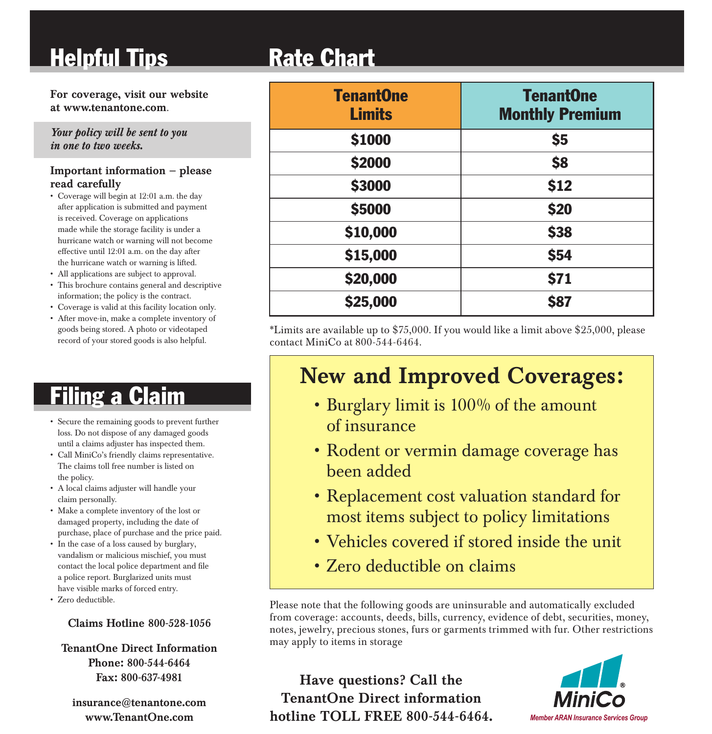## Helpful Tips

**For coverage, visit our website at www.tenantone.com**.

***Your policy will be sent to you in one to two weeks.***

**Important information – please read carefully**

- Coverage will begin at 12:01 a.m. the day after application is submitted and payment is received. Coverage on applications made while the storage facility is under a hurricane watch or warning will not become effective until 12:01 a.m. on the day after the hurricane watch or warning is lifted.
- All applications are subject to approval.
- This brochure contains general and descriptive information; the policy is the contract.
- Coverage is valid at this facility location only.
- After move-in, make a complete inventory of goods being stored. A photo or videotaped record of your stored goods is also helpful.

## Filing a Claim

- Secure the remaining goods to prevent further loss. Do not dispose of any damaged goods until a claims adjuster has inspected them.
- Call MiniCo's friendly claims representative. The claims toll free number is listed on the policy.
- A local claims adjuster will handle your claim personally.
- Make a complete inventory of the lost or damaged property, including the date of purchase, place of purchase and the price paid.
- In the case of a loss caused by burglary, vandalism or malicious mischief, you must contact the local police department and file a police report. Burglarized units must have visible marks of forced entry.
- Zero deductible.

**Claims Hotline 800-528-1056**

**TenantOne Direct Information**
**Phone: 800-544-6464**
**Fax: 800-637-4981**

**insurance@tenantone.com**
**www.TenantOne.com**

## Rate Chart

| TenantOne Limits | TenantOne Monthly Premium |
|---|---|
| $1000 | $5 |
| $2000 | $8 |
| $3000 | $12 |
| $5000 | $20 |
| $10,000 | $38 |
| $15,000 | $54 |
| $20,000 | $71 |
| $25,000 | $87 |

*Limits are available up to $75,000. If you would like a limit above $25,000, please contact MiniCo at 800-544-6464.

### New and Improved Coverages:

- Burglary limit is 100% of the amount of insurance
- Rodent or vermin damage coverage has been added
- Replacement cost valuation standard for most items subject to policy limitations
- Vehicles covered if stored inside the unit
- Zero deductible on claims

Please note that the following goods are uninsurable and automatically excluded from coverage: accounts, deeds, bills, currency, evidence of debt, securities, money, notes, jewelry, precious stones, furs or garments trimmed with fur. Other restrictions may apply to items in storage

**Have questions? Call the TenantOne Direct information hotline TOLL FREE 800-544-6464.**

MiniCo®
Member ARAN Insurance Services Group